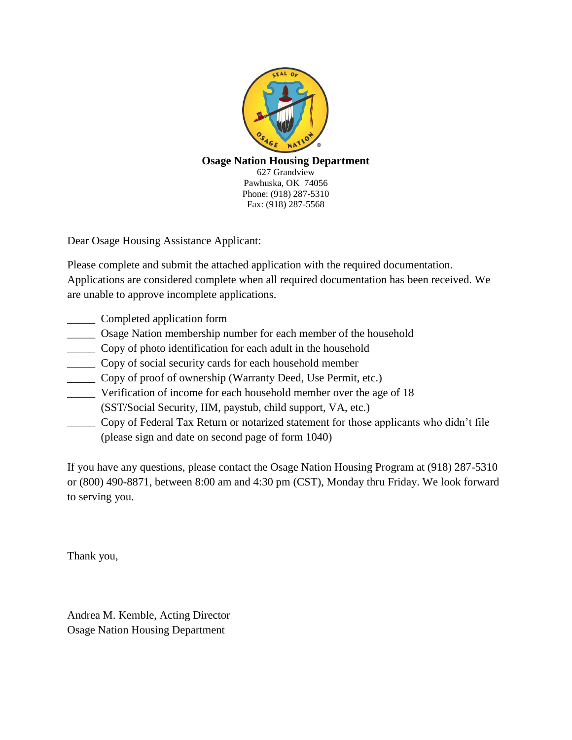**Osage Nation Housing Department**

627 Grandview
Pawhuska, OK 74056
Phone: (918) 287-5310
Fax: (918) 287-5568

Dear Osage Housing Assistance Applicant:

Please complete and submit the attached application with the required documentation. Applications are considered complete when all required documentation has been received. We are unable to approve incomplete applications.

_____ Completed application form
_____ Osage Nation membership number for each member of the household
_____ Copy of photo identification for each adult in the household
_____ Copy of social security cards for each household member
_____ Copy of proof of ownership (Warranty Deed, Use Permit, etc.)
_____ Verification of income for each household member over the age of 18
(SST/Social Security, IIM, paystub, child support, VA, etc.)
_____ Copy of Federal Tax Return or notarized statement for those applicants who didn't file
(please sign and date on second page of form 1040)

If you have any questions, please contact the Osage Nation Housing Program at (918) 287-5310 or (800) 490-8871, between 8:00 am and 4:30 pm (CST), Monday thru Friday. We look forward to serving you.

Thank you,

Andrea M. Kemble, Acting Director
Osage Nation Housing Department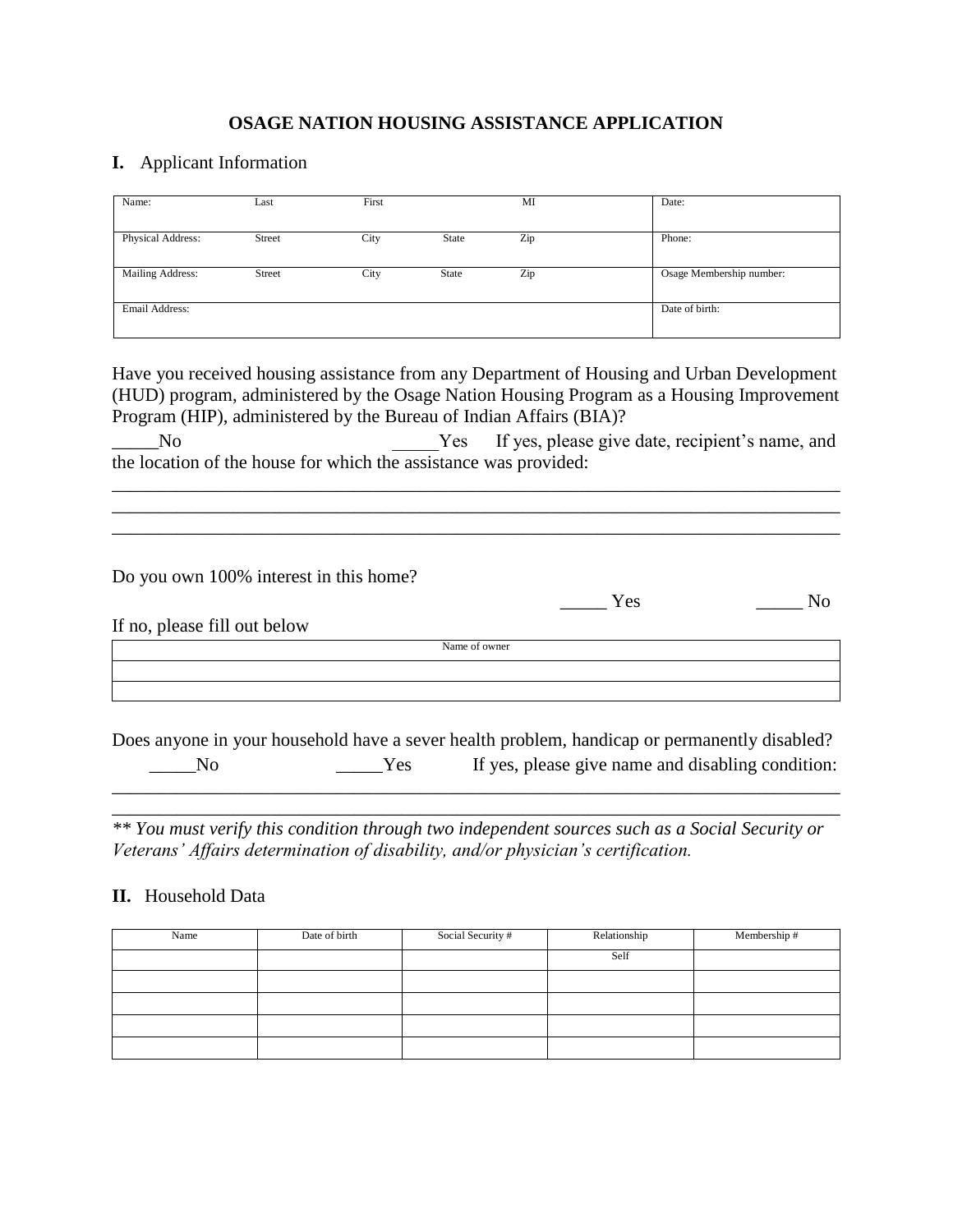# OSAGE NATION HOUSING ASSISTANCE APPLICATION

## I. Applicant Information

| Name: Last First MI | Date: |
|---|---|
| Physical Address: Street City State Zip | Phone: |
| Mailing Address: Street City State Zip | Osage Membership number: |
| Email Address: | Date of birth: |

Have you received housing assistance from any Department of Housing and Urban Development (HUD) program, administered by the Osage Nation Housing Program as a Housing Improvement Program (HIP), administered by the Bureau of Indian Affairs (BIA)?

_____No _____Yes If yes, please give date, recipient's name, and the location of the house for which the assistance was provided:

______________________________________________________________________________
______________________________________________________________________________
______________________________________________________________________________

Do you own 100% interest in this home?

_____ Yes _____ No

If no, please fill out below

| Name of owner |
|---|
| |
| |

Does anyone in your household have a sever health problem, handicap or permanently disabled?

_____No _____Yes If yes, please give name and disabling condition:

______________________________________________________________________________
______________________________________________________________________________

*** You must verify this condition through two independent sources such as a Social Security or Veterans' Affairs determination of disability, and/or physician's certification.*

## II. Household Data

| Name | Date of birth | Social Security # | Relationship | Membership # |
|---|---|---|---|---|
| | | | Self | |
| | | | | |
| | | | | |
| | | | | |
| | | | | |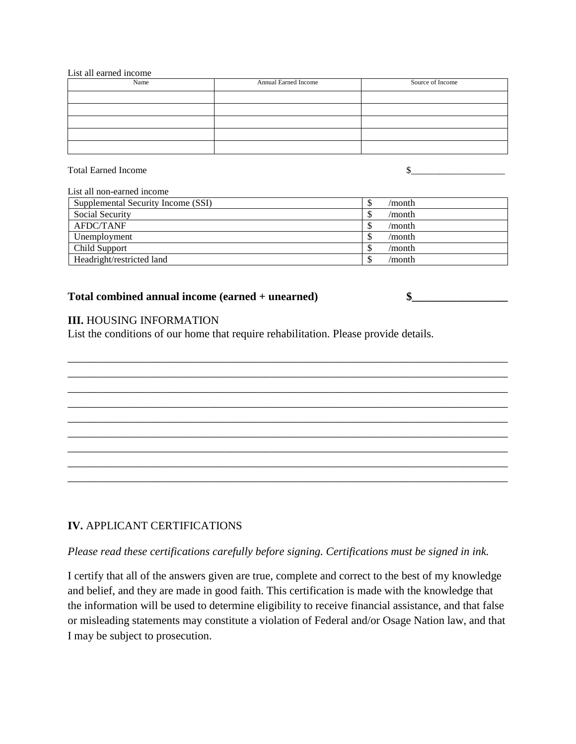List all earned income

| Name | Annual Earned Income | Source of Income |
| --- | --- | --- |
| | | |
| | | |
| | | |
| | | |
| | | |

Total Earned Income $___________________

List all non-earned income

| | |
| --- | --- |
| Supplemental Security Income (SSI) | $ /month |
| Social Security | $ /month |
| AFDC/TANF | $ /month |
| Unemployment | $ /month |
| Child Support | $ /month |
| Headright/restricted land | $ /month |

**Total combined annual income (earned + unearned) $_________________**

**III.** HOUSING INFORMATION

List the conditions of our home that require rehabilitation. Please provide details.

_____________________________________________________________________________
_____________________________________________________________________________
_____________________________________________________________________________
_____________________________________________________________________________
_____________________________________________________________________________
_____________________________________________________________________________
_____________________________________________________________________________
_____________________________________________________________________________
_____________________________________________________________________________

**IV.** APPLICANT CERTIFICATIONS

*Please read these certifications carefully before signing. Certifications must be signed in ink.*

I certify that all of the answers given are true, complete and correct to the best of my knowledge and belief, and they are made in good faith. This certification is made with the knowledge that the information will be used to determine eligibility to receive financial assistance, and that false or misleading statements may constitute a violation of Federal and/or Osage Nation law, and that I may be subject to prosecution.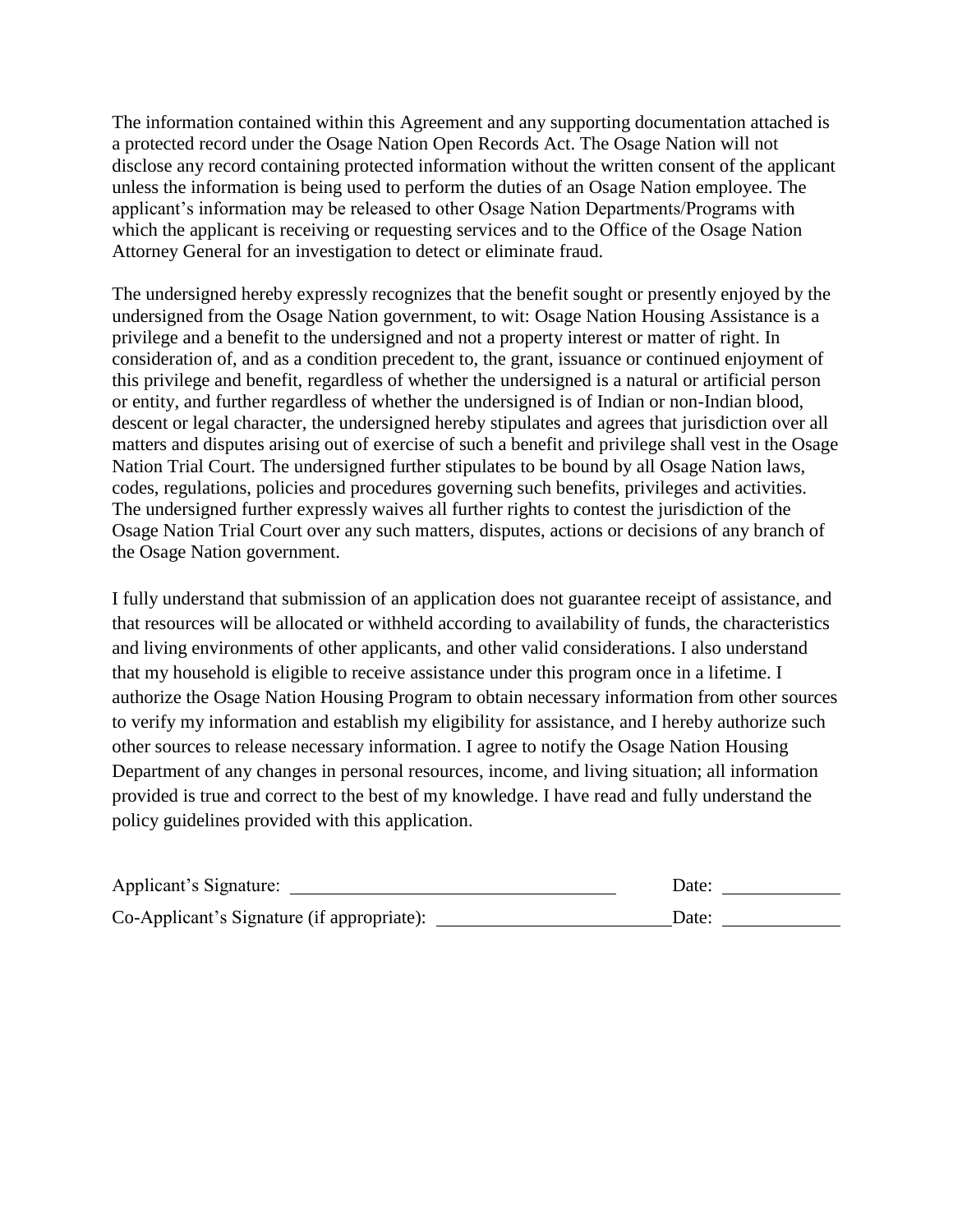The information contained within this Agreement and any supporting documentation attached is a protected record under the Osage Nation Open Records Act. The Osage Nation will not disclose any record containing protected information without the written consent of the applicant unless the information is being used to perform the duties of an Osage Nation employee. The applicant's information may be released to other Osage Nation Departments/Programs with which the applicant is receiving or requesting services and to the Office of the Osage Nation Attorney General for an investigation to detect or eliminate fraud.

The undersigned hereby expressly recognizes that the benefit sought or presently enjoyed by the undersigned from the Osage Nation government, to wit: Osage Nation Housing Assistance is a privilege and a benefit to the undersigned and not a property interest or matter of right. In consideration of, and as a condition precedent to, the grant, issuance or continued enjoyment of this privilege and benefit, regardless of whether the undersigned is a natural or artificial person or entity, and further regardless of whether the undersigned is of Indian or non-Indian blood, descent or legal character, the undersigned hereby stipulates and agrees that jurisdiction over all matters and disputes arising out of exercise of such a benefit and privilege shall vest in the Osage Nation Trial Court. The undersigned further stipulates to be bound by all Osage Nation laws, codes, regulations, policies and procedures governing such benefits, privileges and activities. The undersigned further expressly waives all further rights to contest the jurisdiction of the Osage Nation Trial Court over any such matters, disputes, actions or decisions of any branch of the Osage Nation government.

I fully understand that submission of an application does not guarantee receipt of assistance, and that resources will be allocated or withheld according to availability of funds, the characteristics and living environments of other applicants, and other valid considerations. I also understand that my household is eligible to receive assistance under this program once in a lifetime. I authorize the Osage Nation Housing Program to obtain necessary information from other sources to verify my information and establish my eligibility for assistance, and I hereby authorize such other sources to release necessary information. I agree to notify the Osage Nation Housing Department of any changes in personal resources, income, and living situation; all information provided is true and correct to the best of my knowledge. I have read and fully understand the policy guidelines provided with this application.

Applicant's Signature: ______________________________ Date: ____________

Co-Applicant's Signature (if appropriate): ______________________ Date: ____________